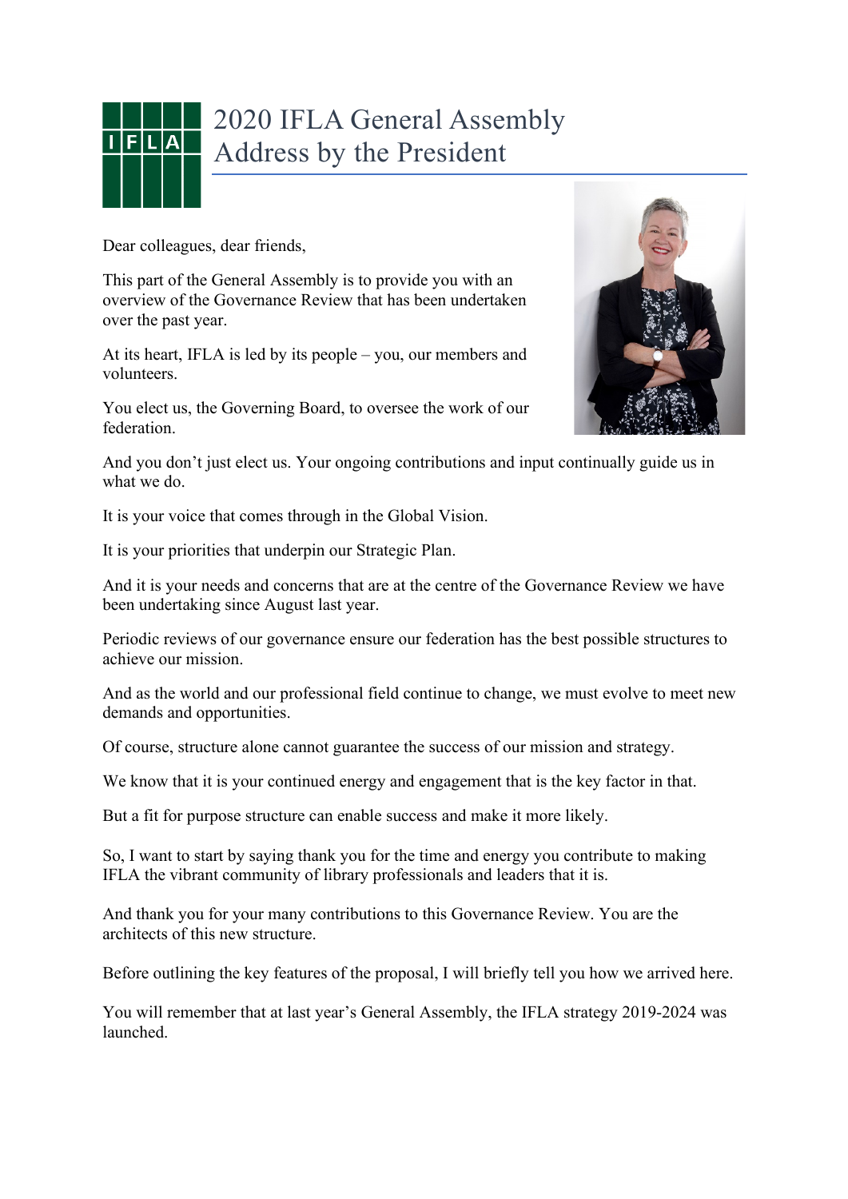# 2020 IFLA General Assembly Address by the President

Dear colleagues, dear friends,

This part of the General Assembly is to provide you with an overview of the Governance Review that has been undertaken over the past year.

At its heart, IFLA is led by its people – you, our members and volunteers.

You elect us, the Governing Board, to oversee the work of our federation.

And you don't just elect us. Your ongoing contributions and input continually guide us in what we do.

It is your voice that comes through in the Global Vision.

It is your priorities that underpin our Strategic Plan.

And it is your needs and concerns that are at the centre of the Governance Review we have been undertaking since August last year.

Periodic reviews of our governance ensure our federation has the best possible structures to achieve our mission.

And as the world and our professional field continue to change, we must evolve to meet new demands and opportunities.

Of course, structure alone cannot guarantee the success of our mission and strategy.

We know that it is your continued energy and engagement that is the key factor in that.

But a fit for purpose structure can enable success and make it more likely.

So, I want to start by saying thank you for the time and energy you contribute to making IFLA the vibrant community of library professionals and leaders that it is.

And thank you for your many contributions to this Governance Review. You are the architects of this new structure.

Before outlining the key features of the proposal, I will briefly tell you how we arrived here.

You will remember that at last year's General Assembly, the IFLA strategy 2019-2024 was launched.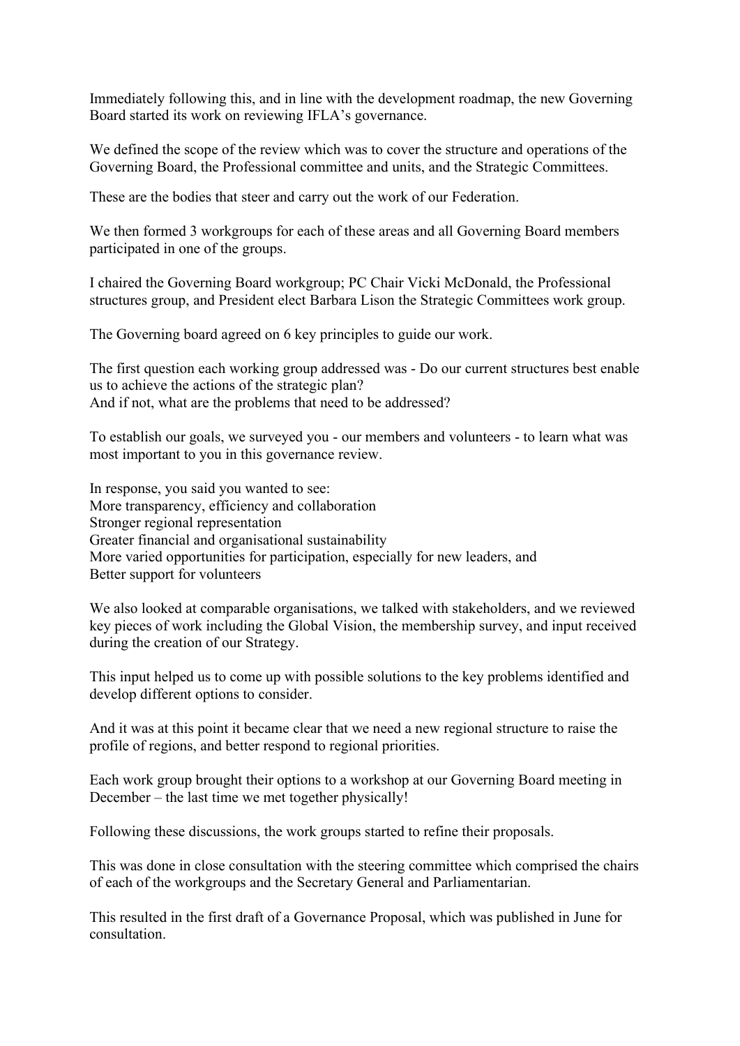Immediately following this, and in line with the development roadmap, the new Governing Board started its work on reviewing IFLA's governance.

We defined the scope of the review which was to cover the structure and operations of the Governing Board, the Professional committee and units, and the Strategic Committees.

These are the bodies that steer and carry out the work of our Federation.

We then formed 3 workgroups for each of these areas and all Governing Board members participated in one of the groups.

I chaired the Governing Board workgroup; PC Chair Vicki McDonald, the Professional structures group, and President elect Barbara Lison the Strategic Committees work group.

The Governing board agreed on 6 key principles to guide our work.

The first question each working group addressed was - Do our current structures best enable us to achieve the actions of the strategic plan?
And if not, what are the problems that need to be addressed?

To establish our goals, we surveyed you - our members and volunteers - to learn what was most important to you in this governance review.

In response, you said you wanted to see:
More transparency, efficiency and collaboration
Stronger regional representation
Greater financial and organisational sustainability
More varied opportunities for participation, especially for new leaders, and
Better support for volunteers

We also looked at comparable organisations, we talked with stakeholders, and we reviewed key pieces of work including the Global Vision, the membership survey, and input received during the creation of our Strategy.

This input helped us to come up with possible solutions to the key problems identified and develop different options to consider.

And it was at this point it became clear that we need a new regional structure to raise the profile of regions, and better respond to regional priorities.

Each work group brought their options to a workshop at our Governing Board meeting in December – the last time we met together physically!

Following these discussions, the work groups started to refine their proposals.

This was done in close consultation with the steering committee which comprised the chairs of each of the workgroups and the Secretary General and Parliamentarian.

This resulted in the first draft of a Governance Proposal, which was published in June for consultation.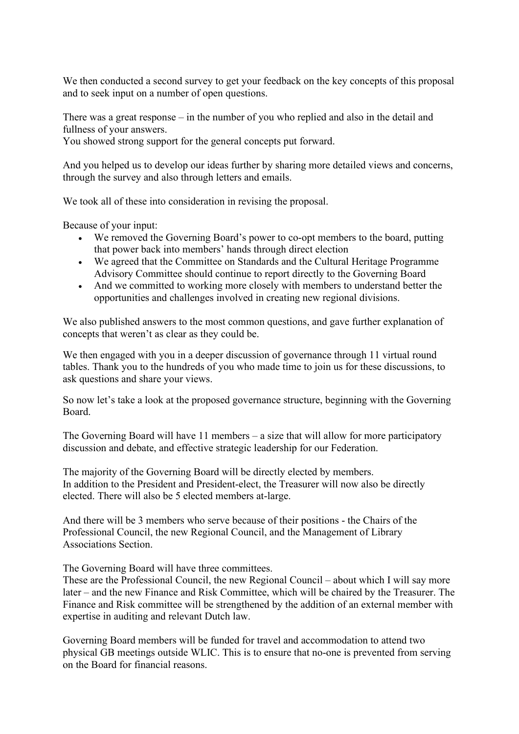We then conducted a second survey to get your feedback on the key concepts of this proposal and to seek input on a number of open questions.

There was a great response – in the number of you who replied and also in the detail and fullness of your answers.
You showed strong support for the general concepts put forward.

And you helped us to develop our ideas further by sharing more detailed views and concerns, through the survey and also through letters and emails.

We took all of these into consideration in revising the proposal.

Because of your input:

- We removed the Governing Board's power to co-opt members to the board, putting that power back into members' hands through direct election
- We agreed that the Committee on Standards and the Cultural Heritage Programme Advisory Committee should continue to report directly to the Governing Board
- And we committed to working more closely with members to understand better the opportunities and challenges involved in creating new regional divisions.

We also published answers to the most common questions, and gave further explanation of concepts that weren't as clear as they could be.

We then engaged with you in a deeper discussion of governance through 11 virtual round tables. Thank you to the hundreds of you who made time to join us for these discussions, to ask questions and share your views.

So now let's take a look at the proposed governance structure, beginning with the Governing Board.

The Governing Board will have 11 members – a size that will allow for more participatory discussion and debate, and effective strategic leadership for our Federation.

The majority of the Governing Board will be directly elected by members.
In addition to the President and President-elect, the Treasurer will now also be directly elected. There will also be 5 elected members at-large.

And there will be 3 members who serve because of their positions - the Chairs of the Professional Council, the new Regional Council, and the Management of Library Associations Section.

The Governing Board will have three committees.
These are the Professional Council, the new Regional Council – about which I will say more later – and the new Finance and Risk Committee, which will be chaired by the Treasurer. The Finance and Risk committee will be strengthened by the addition of an external member with expertise in auditing and relevant Dutch law.

Governing Board members will be funded for travel and accommodation to attend two physical GB meetings outside WLIC. This is to ensure that no-one is prevented from serving on the Board for financial reasons.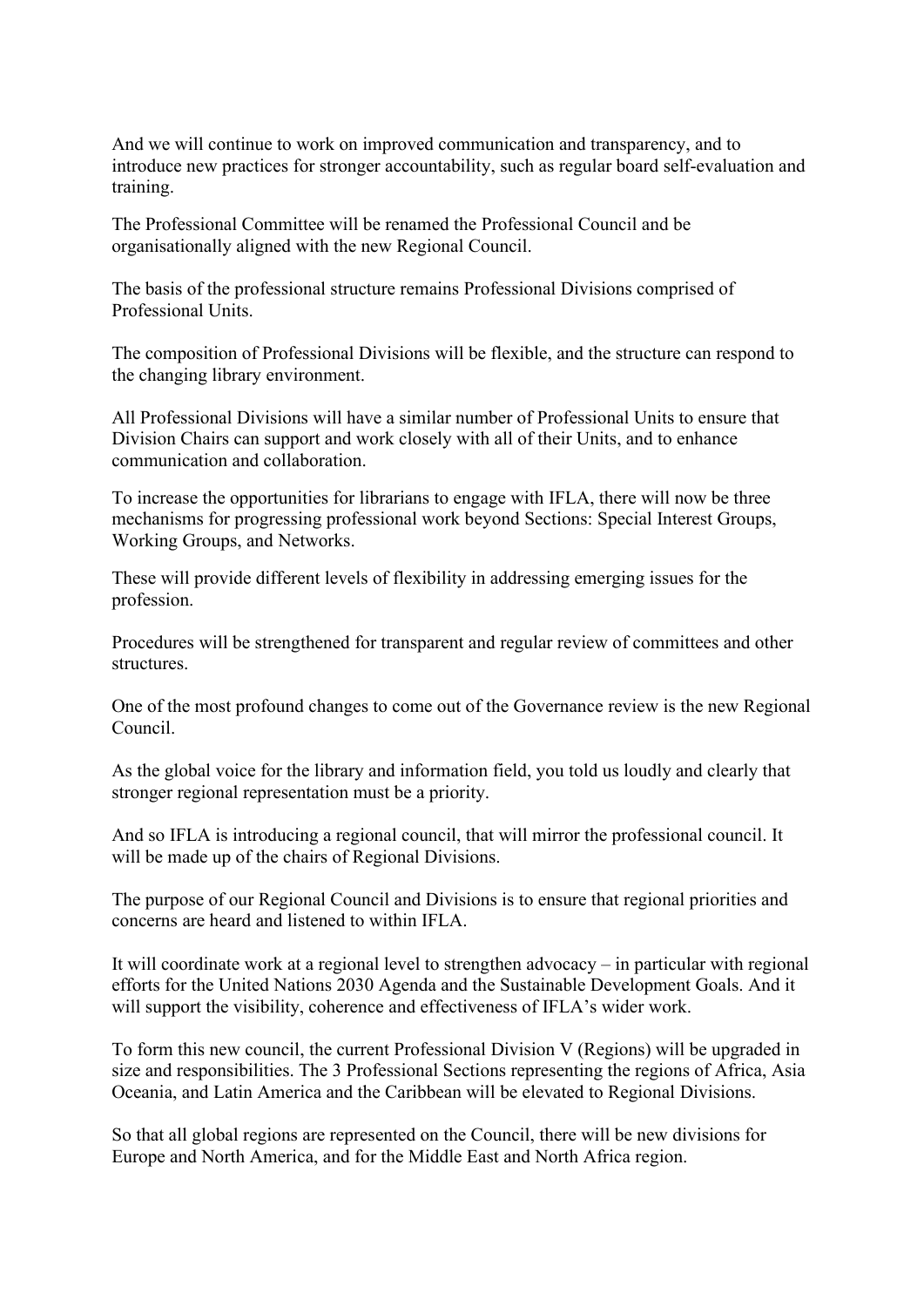And we will continue to work on improved communication and transparency, and to introduce new practices for stronger accountability, such as regular board self-evaluation and training.

The Professional Committee will be renamed the Professional Council and be organisationally aligned with the new Regional Council.

The basis of the professional structure remains Professional Divisions comprised of Professional Units.

The composition of Professional Divisions will be flexible, and the structure can respond to the changing library environment.

All Professional Divisions will have a similar number of Professional Units to ensure that Division Chairs can support and work closely with all of their Units, and to enhance communication and collaboration.

To increase the opportunities for librarians to engage with IFLA, there will now be three mechanisms for progressing professional work beyond Sections: Special Interest Groups, Working Groups, and Networks.

These will provide different levels of flexibility in addressing emerging issues for the profession.

Procedures will be strengthened for transparent and regular review of committees and other structures.

One of the most profound changes to come out of the Governance review is the new Regional Council.

As the global voice for the library and information field, you told us loudly and clearly that stronger regional representation must be a priority.

And so IFLA is introducing a regional council, that will mirror the professional council. It will be made up of the chairs of Regional Divisions.

The purpose of our Regional Council and Divisions is to ensure that regional priorities and concerns are heard and listened to within IFLA.

It will coordinate work at a regional level to strengthen advocacy – in particular with regional efforts for the United Nations 2030 Agenda and the Sustainable Development Goals. And it will support the visibility, coherence and effectiveness of IFLA's wider work.

To form this new council, the current Professional Division V (Regions) will be upgraded in size and responsibilities. The 3 Professional Sections representing the regions of Africa, Asia Oceania, and Latin America and the Caribbean will be elevated to Regional Divisions.

So that all global regions are represented on the Council, there will be new divisions for Europe and North America, and for the Middle East and North Africa region.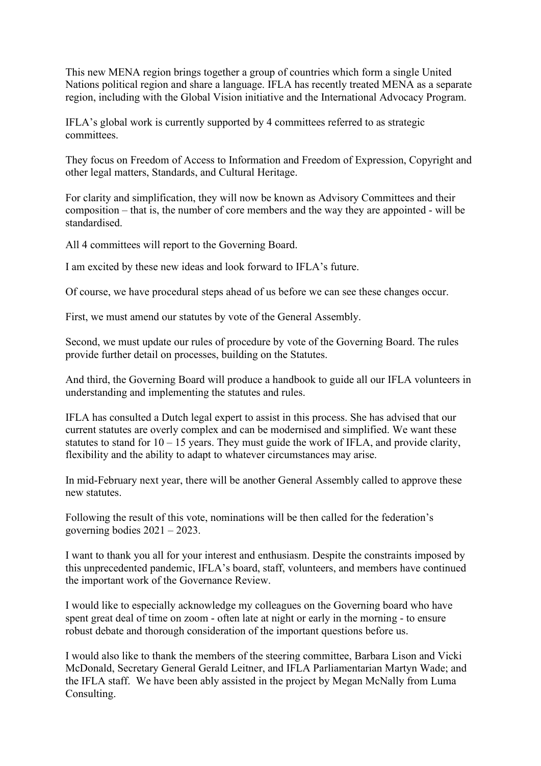This new MENA region brings together a group of countries which form a single United Nations political region and share a language. IFLA has recently treated MENA as a separate region, including with the Global Vision initiative and the International Advocacy Program.

IFLA's global work is currently supported by 4 committees referred to as strategic committees.

They focus on Freedom of Access to Information and Freedom of Expression, Copyright and other legal matters, Standards, and Cultural Heritage.

For clarity and simplification, they will now be known as Advisory Committees and their composition – that is, the number of core members and the way they are appointed - will be standardised.

All 4 committees will report to the Governing Board.

I am excited by these new ideas and look forward to IFLA's future.

Of course, we have procedural steps ahead of us before we can see these changes occur.

First, we must amend our statutes by vote of the General Assembly.

Second, we must update our rules of procedure by vote of the Governing Board. The rules provide further detail on processes, building on the Statutes.

And third, the Governing Board will produce a handbook to guide all our IFLA volunteers in understanding and implementing the statutes and rules.

IFLA has consulted a Dutch legal expert to assist in this process. She has advised that our current statutes are overly complex and can be modernised and simplified. We want these statutes to stand for 10 – 15 years. They must guide the work of IFLA, and provide clarity, flexibility and the ability to adapt to whatever circumstances may arise.

In mid-February next year, there will be another General Assembly called to approve these new statutes.

Following the result of this vote, nominations will be then called for the federation's governing bodies 2021 – 2023.

I want to thank you all for your interest and enthusiasm. Despite the constraints imposed by this unprecedented pandemic, IFLA's board, staff, volunteers, and members have continued the important work of the Governance Review.

I would like to especially acknowledge my colleagues on the Governing board who have spent great deal of time on zoom - often late at night or early in the morning - to ensure robust debate and thorough consideration of the important questions before us.

I would also like to thank the members of the steering committee, Barbara Lison and Vicki McDonald, Secretary General Gerald Leitner, and IFLA Parliamentarian Martyn Wade; and the IFLA staff. We have been ably assisted in the project by Megan McNally from Luma Consulting.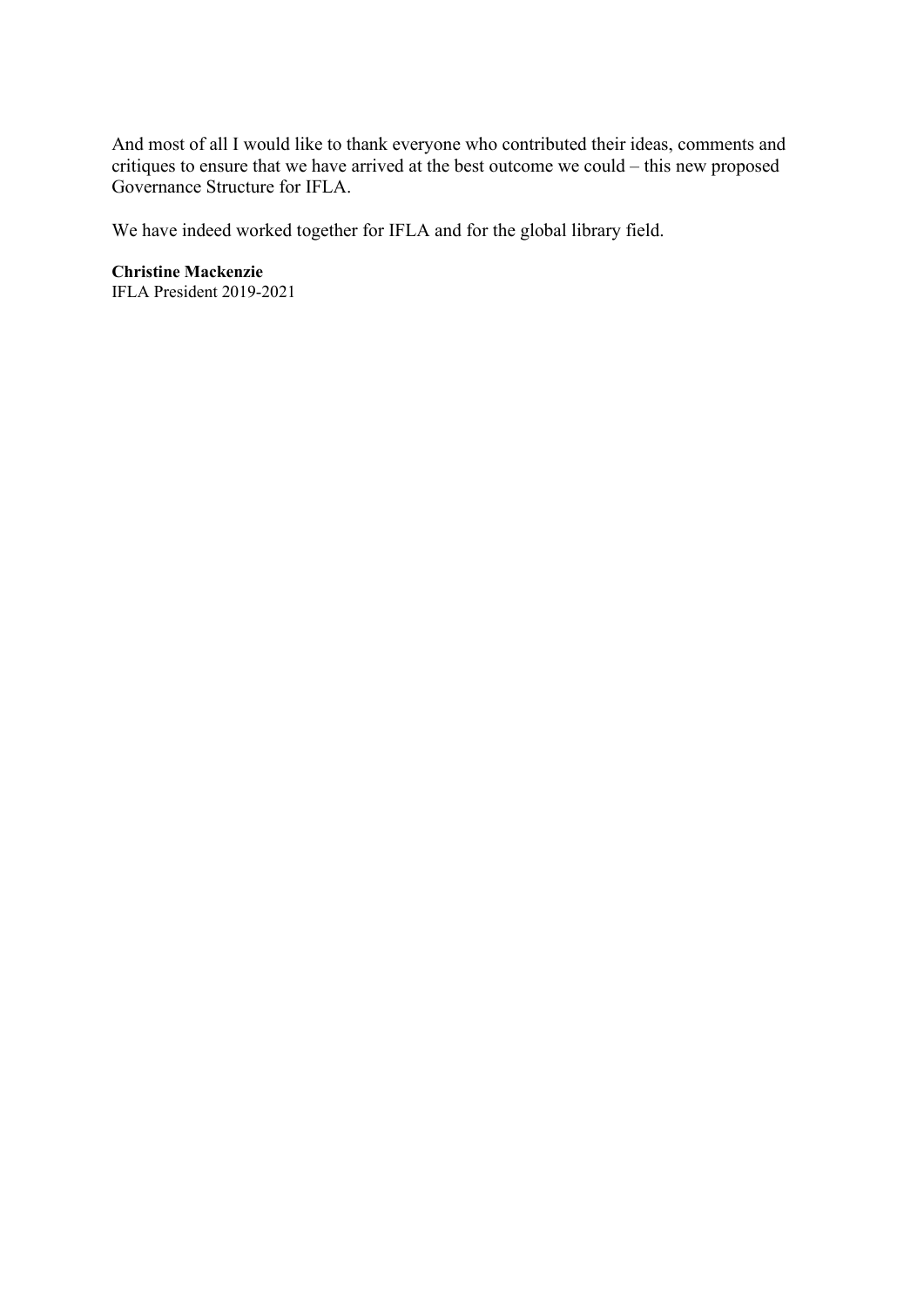And most of all I would like to thank everyone who contributed their ideas, comments and critiques to ensure that we have arrived at the best outcome we could – this new proposed Governance Structure for IFLA.

We have indeed worked together for IFLA and for the global library field.

**Christine Mackenzie**
IFLA President 2019-2021